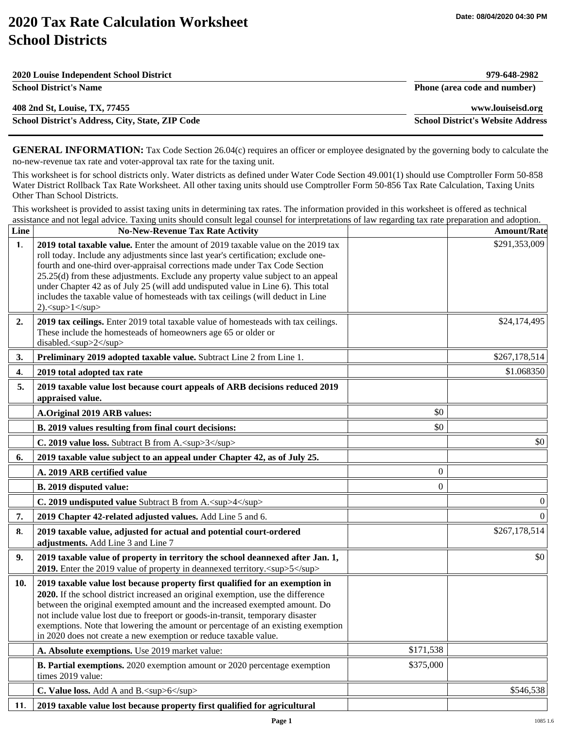# 2020 Tax Rate Calculation Worksheet
# School Districts

Date: 08/04/2020 04:30 PM

| | |
|---|---|
| **2020 Louise Independent School District** | **979-648-2982** |
| **School District's Name** | **Phone (area code and number)** |
| **408 2nd St, Louise, TX, 77455** | **www.louiseisd.org** |
| **School District's Address, City, State, ZIP Code** | **School District's Website Address** |

**GENERAL INFORMATION:** Tax Code Section 26.04(c) requires an officer or employee designated by the governing body to calculate the no-new-revenue tax rate and voter-approval tax rate for the taxing unit.

This worksheet is for school districts only. Water districts as defined under Water Code Section 49.001(1) should use Comptroller Form 50-858 Water District Rollback Tax Rate Worksheet. All other taxing units should use Comptroller Form 50-856 Tax Rate Calculation, Taxing Units Other Than School Districts.

This worksheet is provided to assist taxing units in determining tax rates. The information provided in this worksheet is offered as technical assistance and not legal advice. Taxing units should consult legal counsel for interpretations of law regarding tax rate preparation and adoption.

| Line | No-New-Revenue Tax Rate Activity | | Amount/Rate |
|---|---|---|---|
| 1. | **2019 total taxable value.** Enter the amount of 2019 taxable value on the 2019 tax roll today. Include any adjustments since last year's certification; exclude one-fourth and one-third over-appraisal corrections made under Tax Code Section 25.25(d) from these adjustments. Exclude any property value subject to an appeal under Chapter 42 as of July 25 (will add undisputed value in Line 6). This total includes the taxable value of homesteads with tax ceilings (will deduct in Line 2).[1] | | $291,353,009 |
| 2. | **2019 tax ceilings.** Enter 2019 total taxable value of homesteads with tax ceilings. These include the homesteads of homeowners age 65 or older or disabled.[2] | | $24,174,495 |
| 3. | **Preliminary 2019 adopted taxable value.** Subtract Line 2 from Line 1. | | $267,178,514 |
| 4. | **2019 total adopted tax rate** | | $1.068350 |
| 5. | **2019 taxable value lost because court appeals of ARB decisions reduced 2019 appraised value.** | | |
| | **A.Original 2019 ARB values:** | $0 | |
| | **B. 2019 values resulting from final court decisions:** | $0 | |
| | **C. 2019 value loss.** Subtract B from A.[3] | | $0 |
| 6. | **2019 taxable value subject to an appeal under Chapter 42, as of July 25.** | | |
| | **A. 2019 ARB certified value** | 0 | |
| | **B. 2019 disputed value:** | 0 | |
| | **C. 2019 undisputed value** Subtract B from A.[4] | | 0 |
| 7. | **2019 Chapter 42-related adjusted values.** Add Line 5 and 6. | | 0 |
| 8. | **2019 taxable value, adjusted for actual and potential court-ordered adjustments.** Add Line 3 and Line 7 | | $267,178,514 |
| 9. | **2019 taxable value of property in territory the school deannexed after Jan. 1, 2019.** Enter the 2019 value of property in deannexed territory.[5] | | $0 |
| 10. | **2019 taxable value lost because property first qualified for an exemption in 2020.** If the school district increased an original exemption, use the difference between the original exempted amount and the increased exempted amount. Do not include value lost due to freeport or goods-in-transit, temporary disaster exemptions. Note that lowering the amount or percentage of an existing exemption in 2020 does not create a new exemption or reduce taxable value. | | |
| | **A. Absolute exemptions.** Use 2019 market value: | $171,538 | |
| | **B. Partial exemptions.** 2020 exemption amount or 2020 percentage exemption times 2019 value: | $375,000 | |
| | **C. Value loss.** Add A and B.[6] | | $546,538 |
| 11. | **2019 taxable value lost because property first qualified for agricultural** | | |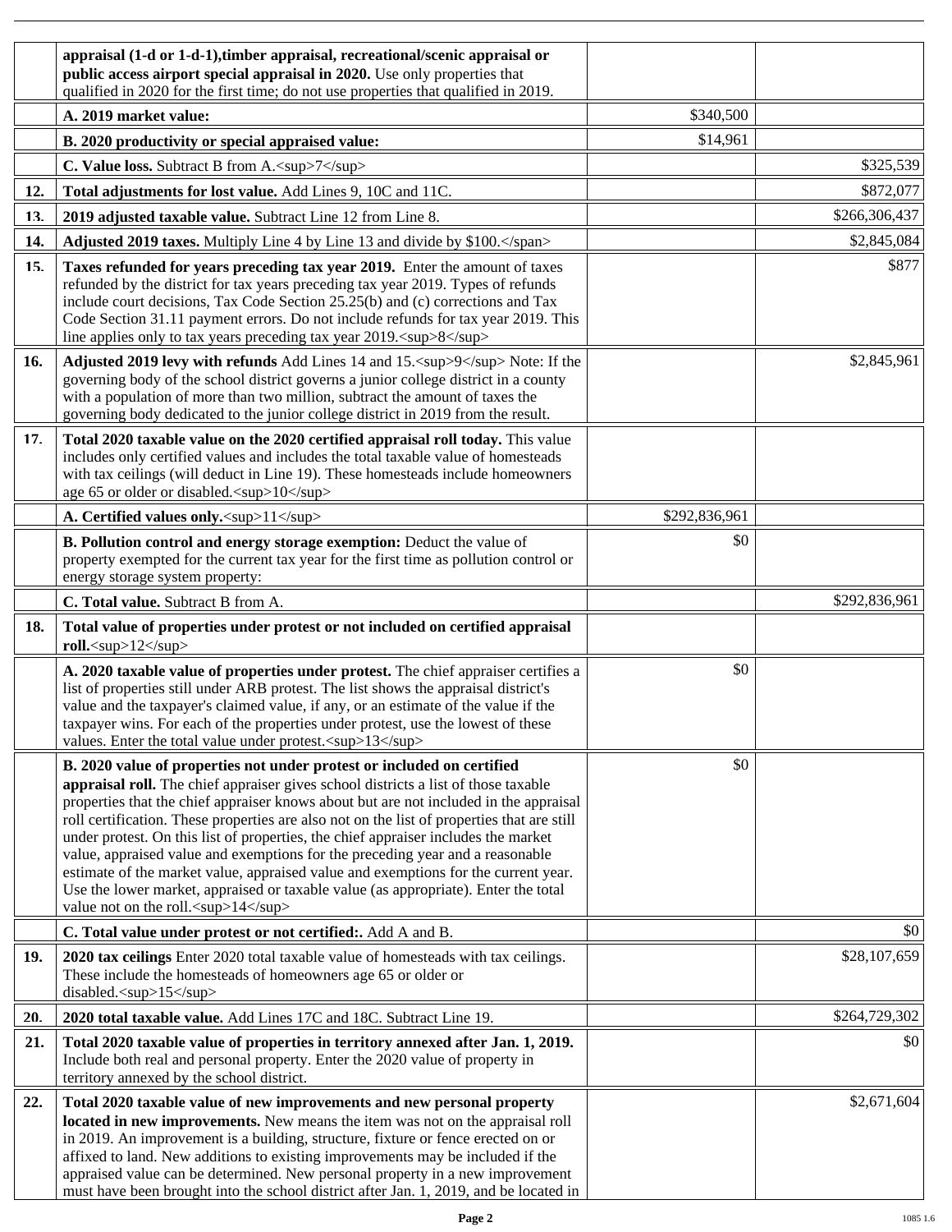| | | | |
|---|---|---|---|
| | **appraisal (1-d or 1-d-1),timber appraisal, recreational/scenic appraisal or public access airport special appraisal in 2020.** Use only properties that qualified in 2020 for the first time; do not use properties that qualified in 2019. | | |
| | **A. 2019 market value:** | $340,500 | |
| | **B. 2020 productivity or special appraised value:** | $14,961 | |
| | **C. Value loss.** Subtract B from A.[7] | | $325,539 |
| **12.** | **Total adjustments for lost value.** Add Lines 9, 10C and 11C. | | $872,077 |
| **13.** | **2019 adjusted taxable value.** Subtract Line 12 from Line 8. | | $266,306,437 |
| **14.** | **Adjusted 2019 taxes.** Multiply Line 4 by Line 13 and divide by $100. | | $2,845,084 |
| **15.** | **Taxes refunded for years preceding tax year 2019.** Enter the amount of taxes refunded by the district for tax years preceding tax year 2019. Types of refunds include court decisions, Tax Code Section 25.25(b) and (c) corrections and Tax Code Section 31.11 payment errors. Do not include refunds for tax year 2019. This line applies only to tax years preceding tax year 2019.[8] | | $877 |
| **16.** | **Adjusted 2019 levy with refunds** Add Lines 14 and 15.[9] Note: If the governing body of the school district governs a junior college district in a county with a population of more than two million, subtract the amount of taxes the governing body dedicated to the junior college district in 2019 from the result. | | $2,845,961 |
| **17.** | **Total 2020 taxable value on the 2020 certified appraisal roll today.** This value includes only certified values and includes the total taxable value of homesteads with tax ceilings (will deduct in Line 19). These homesteads include homeowners age 65 or older or disabled.[10] | | |
| | **A. Certified values only.**[11] | $292,836,961 | |
| | **B. Pollution control and energy storage exemption:** Deduct the value of property exempted for the current tax year for the first time as pollution control or energy storage system property: | $0 | |
| | **C. Total value.** Subtract B from A. | | $292,836,961 |
| **18.** | **Total value of properties under protest or not included on certified appraisal roll.**[12] | | |
| | **A. 2020 taxable value of properties under protest.** The chief appraiser certifies a list of properties still under ARB protest. The list shows the appraisal district's value and the taxpayer's claimed value, if any, or an estimate of the value if the taxpayer wins. For each of the properties under protest, use the lowest of these values. Enter the total value under protest.[13] | $0 | |
| | **B. 2020 value of properties not under protest or included on certified appraisal roll.** The chief appraiser gives school districts a list of those taxable properties that the chief appraiser knows about but are not included in the appraisal roll certification. These properties are also not on the list of properties that are still under protest. On this list of properties, the chief appraiser includes the market value, appraised value and exemptions for the preceding year and a reasonable estimate of the market value, appraised value and exemptions for the current year. Use the lower market, appraised or taxable value (as appropriate). Enter the total value not on the roll.[14] | $0 | |
| | **C. Total value under protest or not certified:.** Add A and B. | | $0 |
| **19.** | **2020 tax ceilings** Enter 2020 total taxable value of homesteads with tax ceilings. These include the homesteads of homeowners age 65 or older or disabled.[15] | | $28,107,659 |
| **20.** | **2020 total taxable value.** Add Lines 17C and 18C. Subtract Line 19. | | $264,729,302 |
| **21.** | **Total 2020 taxable value of properties in territory annexed after Jan. 1, 2019.** Include both real and personal property. Enter the 2020 value of property in territory annexed by the school district. | | $0 |
| **22.** | **Total 2020 taxable value of new improvements and new personal property located in new improvements.** New means the item was not on the appraisal roll in 2019. An improvement is a building, structure, fixture or fence erected on or affixed to land. New additions to existing improvements may be included if the appraised value can be determined. New personal property in a new improvement must have been brought into the school district after Jan. 1, 2019, and be located in | | $2,671,604 |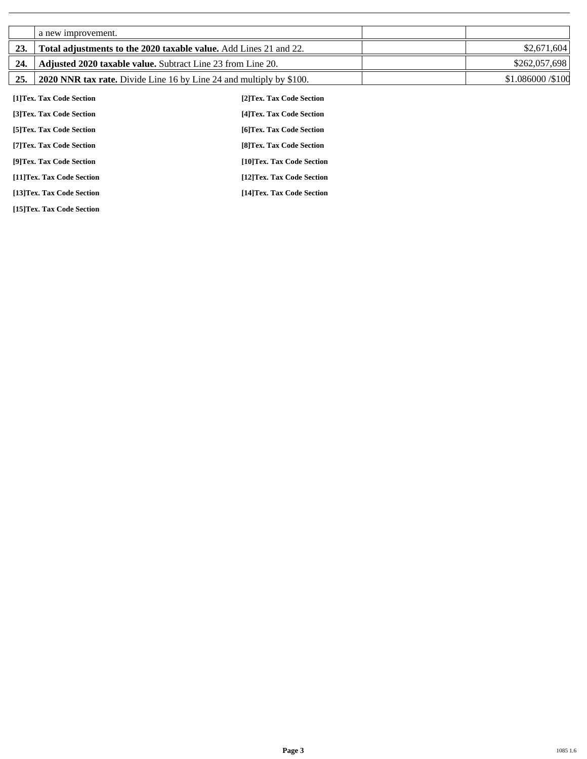| | | | |
|---|---|---|---|
| | a new improvement. | | |
| **23.** | **Total adjustments to the 2020 taxable value.** Add Lines 21 and 22. | | $2,671,604 |
| **24.** | **Adjusted 2020 taxable value.** Subtract Line 23 from Line 20. | | $262,057,698 |
| **25.** | **2020 NNR tax rate.** Divide Line 16 by Line 24 and multiply by $100. | | $1.086000 /$100 |

**[1]Tex. Tax Code Section**

**[2]Tex. Tax Code Section**

**[3]Tex. Tax Code Section**

**[4]Tex. Tax Code Section**

**[5]Tex. Tax Code Section**

**[6]Tex. Tax Code Section**

**[7]Tex. Tax Code Section**

**[8]Tex. Tax Code Section**

**[9]Tex. Tax Code Section**

**[10]Tex. Tax Code Section**

**[11]Tex. Tax Code Section**

**[12]Tex. Tax Code Section**

**[13]Tex. Tax Code Section**

**[14]Tex. Tax Code Section**

**[15]Tex. Tax Code Section**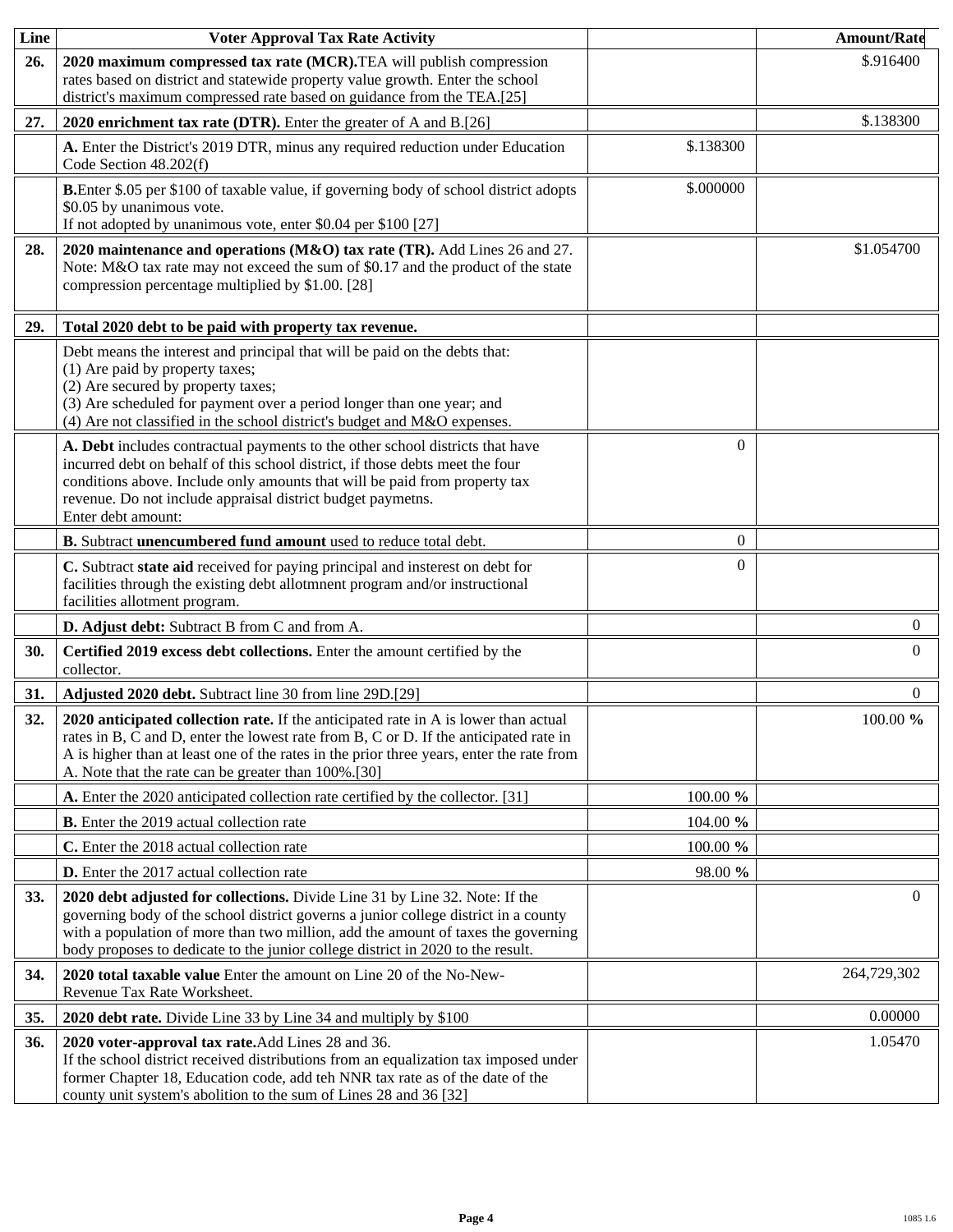| Line | Voter Approval Tax Rate Activity | | Amount/Rate |
|---|---|---|---|
| 26. | **2020 maximum compressed tax rate (MCR).** TEA will publish compression rates based on district and statewide property value growth. Enter the school district's maximum compressed rate based on guidance from the TEA.[25] | | $.916400 |
| 27. | **2020 enrichment tax rate (DTR).** Enter the greater of A and B.[26] | | $.138300 |
| | **A.** Enter the District's 2019 DTR, minus any required reduction under Education Code Section 48.202(f) | $.138300 | |
| | **B.** Enter $.05 per $100 of taxable value, if governing body of school district adopts $0.05 by unanimous vote. If not adopted by unanimous vote, enter $0.04 per $100 [27] | $.000000 | |
| 28. | **2020 maintenance and operations (M&O) tax rate (TR).** Add Lines 26 and 27. Note: M&O tax rate may not exceed the sum of $0.17 and the product of the state compression percentage multiplied by $1.00. [28] | | $1.054700 |
| 29. | **Total 2020 debt to be paid with property tax revenue.** | | |
| | Debt means the interest and principal that will be paid on the debts that: (1) Are paid by property taxes; (2) Are secured by property taxes; (3) Are scheduled for payment over a period longer than one year; and (4) Are not classified in the school district's budget and M&O expenses. | | |
| | **A. Debt** includes contractual payments to the other school districts that have incurred debt on behalf of this school district, if those debts meet the four conditions above. Include only amounts that will be paid from property tax revenue. Do not include appraisal district budget paymetns. Enter debt amount: | 0 | |
| | **B.** Subtract **unencumbered fund amount** used to reduce total debt. | 0 | |
| | **C.** Subtract **state aid** received for paying principal and insterest on debt for facilities through the existing debt allotmnent program and/or instructional facilities allotment program. | 0 | |
| | **D. Adjust debt:** Subtract B from C and from A. | | 0 |
| 30. | **Certified 2019 excess debt collections.** Enter the amount certified by the collector. | | 0 |
| 31. | **Adjusted 2020 debt.** Subtract line 30 from line 29D.[29] | | 0 |
| 32. | **2020 anticipated collection rate.** If the anticipated rate in A is lower than actual rates in B, C and D, enter the lowest rate from B, C or D. If the anticipated rate in A is higher than at least one of the rates in the prior three years, enter the rate from A. Note that the rate can be greater than 100%.[30] | | 100.00 **%** |
| | **A.** Enter the 2020 anticipated collection rate certified by the collector. [31] | 100.00 **%** | |
| | **B.** Enter the 2019 actual collection rate | 104.00 **%** | |
| | **C.** Enter the 2018 actual collection rate | 100.00 **%** | |
| | **D.** Enter the 2017 actual collection rate | 98.00 **%** | |
| 33. | **2020 debt adjusted for collections.** Divide Line 31 by Line 32. Note: If the governing body of the school district governs a junior college district in a county with a population of more than two million, add the amount of taxes the governing body proposes to dedicate to the junior college district in 2020 to the result. | | 0 |
| 34. | **2020 total taxable value** Enter the amount on Line 20 of the No-New-Revenue Tax Rate Worksheet. | | 264,729,302 |
| 35. | **2020 debt rate.** Divide Line 33 by Line 34 and multiply by $100 | | 0.00000 |
| 36. | **2020 voter-approval tax rate.** Add Lines 28 and 36. If the school district received distributions from an equalization tax imposed under former Chapter 18, Education code, add teh NNR tax rate as of the date of the county unit system's abolition to the sum of Lines 28 and 36 [32] | | 1.05470 |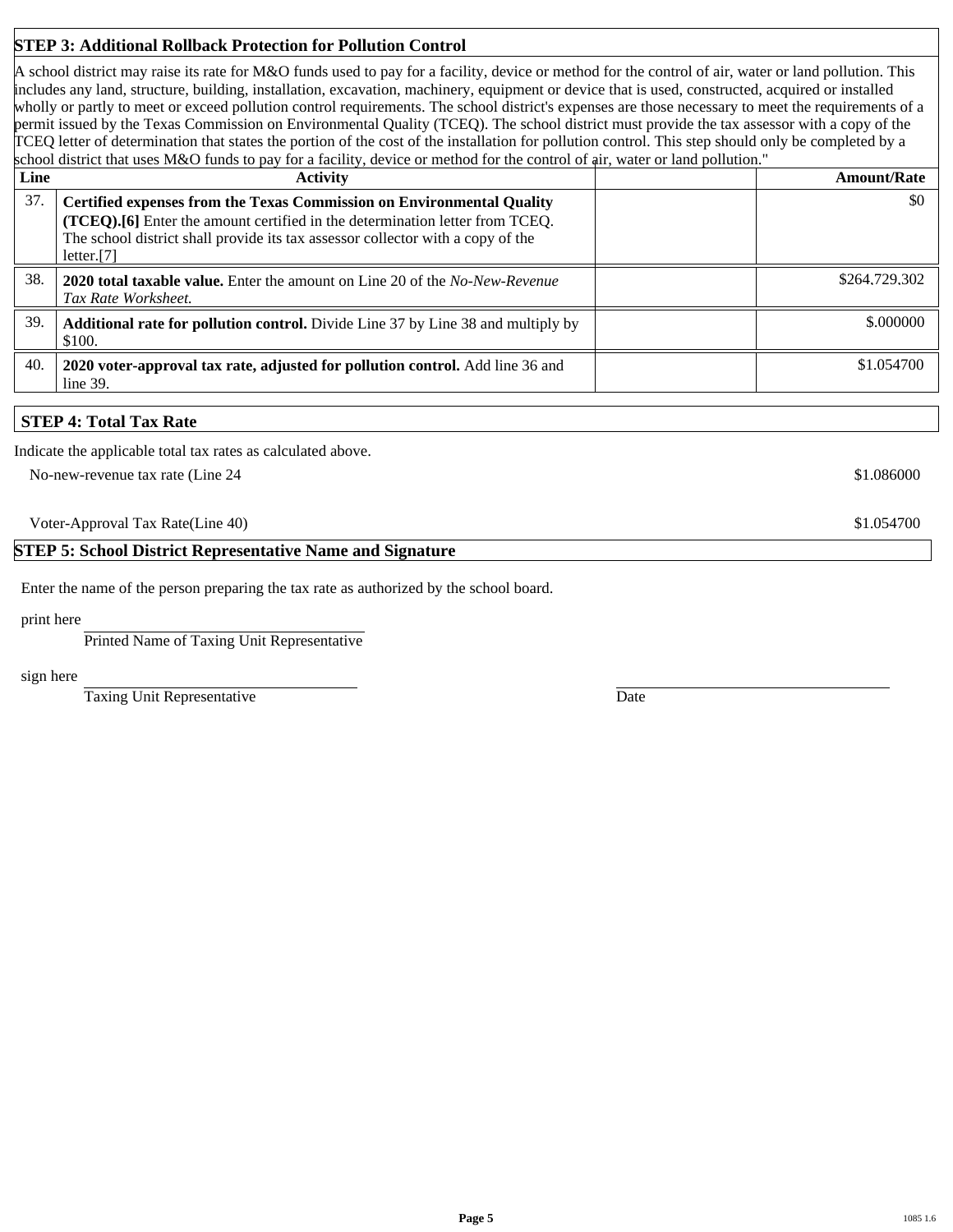## STEP 3: Additional Rollback Protection for Pollution Control

A school district may raise its rate for M&O funds used to pay for a facility, device or method for the control of air, water or land pollution. This includes any land, structure, building, installation, excavation, machinery, equipment or device that is used, constructed, acquired or installed wholly or partly to meet or exceed pollution control requirements. The school district's expenses are those necessary to meet the requirements of a permit issued by the Texas Commission on Environmental Quality (TCEQ). The school district must provide the tax assessor with a copy of the TCEQ letter of determination that states the portion of the cost of the installation for pollution control. This step should only be completed by a school district that uses M&O funds to pay for a facility, device or method for the control of air, water or land pollution."

| Line | Activity | | Amount/Rate |
|---|---|---|---|
| 37. | **Certified expenses from the Texas Commission on Environmental Quality (TCEQ).[6]** Enter the amount certified in the determination letter from TCEQ. The school district shall provide its tax assessor collector with a copy of the letter.[7] | | $0 |
| 38. | **2020 total taxable value.** Enter the amount on Line 20 of the *No-New-Revenue Tax Rate Worksheet.* | | $264,729,302 |
| 39. | **Additional rate for pollution control.** Divide Line 37 by Line 38 and multiply by $100. | | $.000000 |
| 40. | **2020 voter-approval tax rate, adjusted for pollution control.** Add line 36 and line 39. | | $1.054700 |

## STEP 4: Total Tax Rate

Indicate the applicable total tax rates as calculated above.

No-new-revenue tax rate (Line 24 — $1.086000

Voter-Approval Tax Rate(Line 40) — $1.054700

## STEP 5: School District Representative Name and Signature

Enter the name of the person preparing the tax rate as authorized by the school board.

print here ______________________________
Printed Name of Taxing Unit Representative

sign here ______________________________
Taxing Unit Representative

______________________________
Date